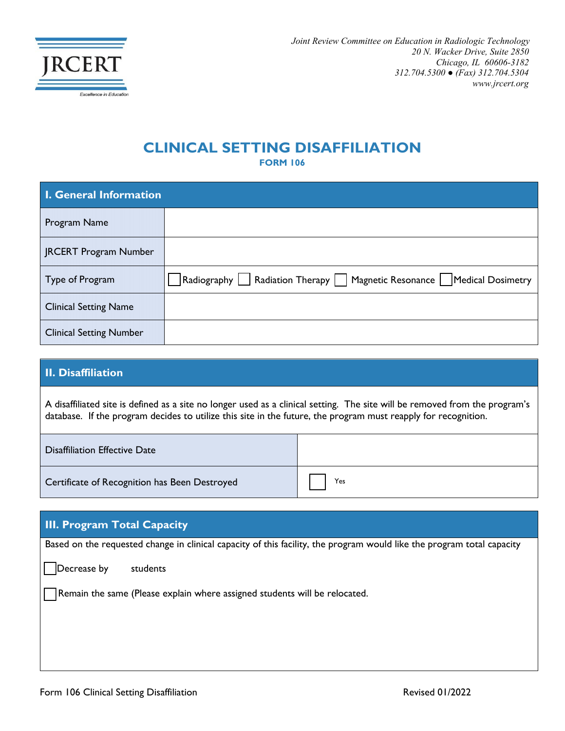JRCERT
Excellence in Education

*Joint Review Committee on Education in Radiologic Technology*
*20 N. Wacker Drive, Suite 2850*
*Chicago, IL 60606-3182*
*312.704.5300 ● (Fax) 312.704.5304*
*www.jrcert.org*

# CLINICAL SETTING DISAFFILIATION

**FORM 106**

| **I. General Information** | |
|---|---|
| Program Name | |
| JRCERT Program Number | |
| Type of Program | ☐ Radiography ☐ Radiation Therapy ☐ Magnetic Resonance ☐ Medical Dosimetry |
| Clinical Setting Name | |
| Clinical Setting Number | |

## II. Disaffiliation

A disaffiliated site is defined as a site no longer used as a clinical setting. The site will be removed from the program's database. If the program decides to utilize this site in the future, the program must reapply for recognition.

| | |
|---|---|
| Disaffiliation Effective Date | |
| Certificate of Recognition has Been Destroyed | ☐ Yes |

## III. Program Total Capacity

Based on the requested change in clinical capacity of this facility, the program would like the program total capacity

☐ Decrease by students

☐ Remain the same (Please explain where assigned students will be relocated.

Form 106 Clinical Setting Disaffiliation Revised 01/2022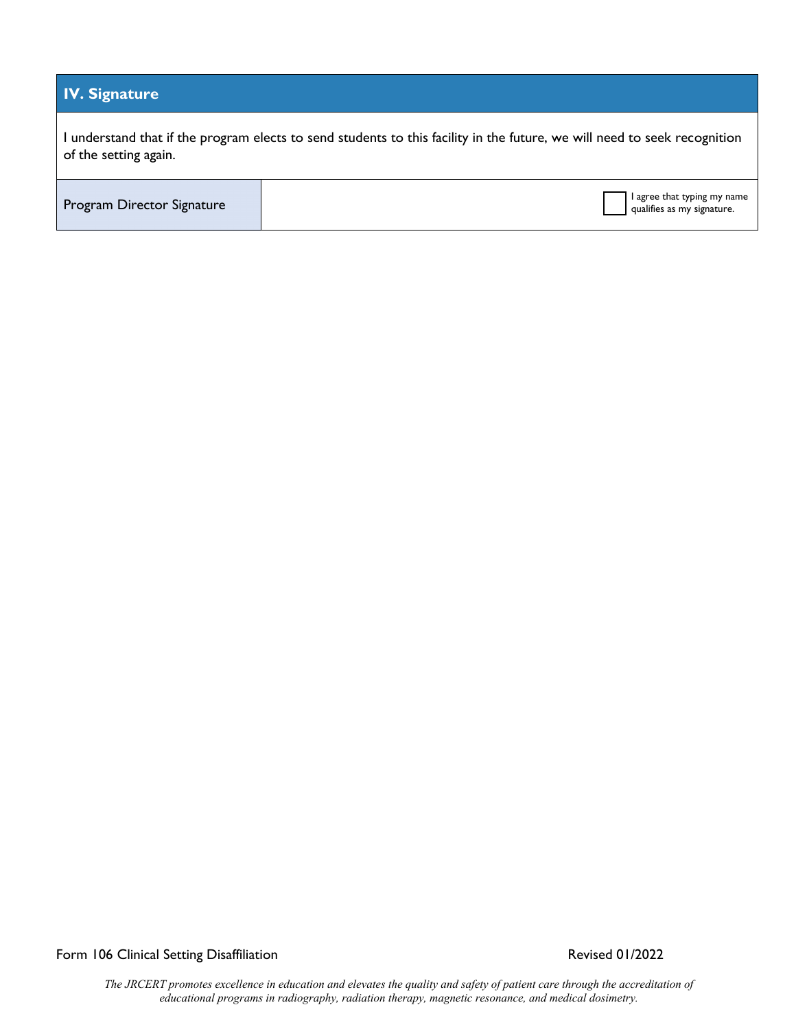## IV. Signature

I understand that if the program elects to send students to this facility in the future, we will need to seek recognition of the setting again.

| | | |
|---|---|---|
| Program Director Signature | | ☐ I agree that typing my name qualifies as my signature. |

Form 106 Clinical Setting Disaffiliation Revised 01/2022

*The JRCERT promotes excellence in education and elevates the quality and safety of patient care through the accreditation of educational programs in radiography, radiation therapy, magnetic resonance, and medical dosimetry.*